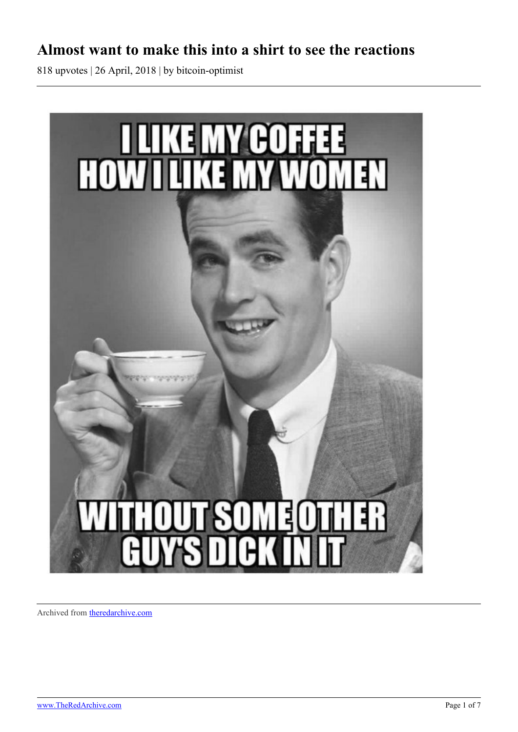# Almost want to make this into a shirt to see the reactions

818 upvotes | 26 April, 2018 | by bitcoin-optimist

I LIKE MY COFFEE HOW I LIKE MY WOMEN

WITHOUT SOME OTHER GUY'S DICK IN IT

Archived from [theredarchive.com](https://theredarchive.com)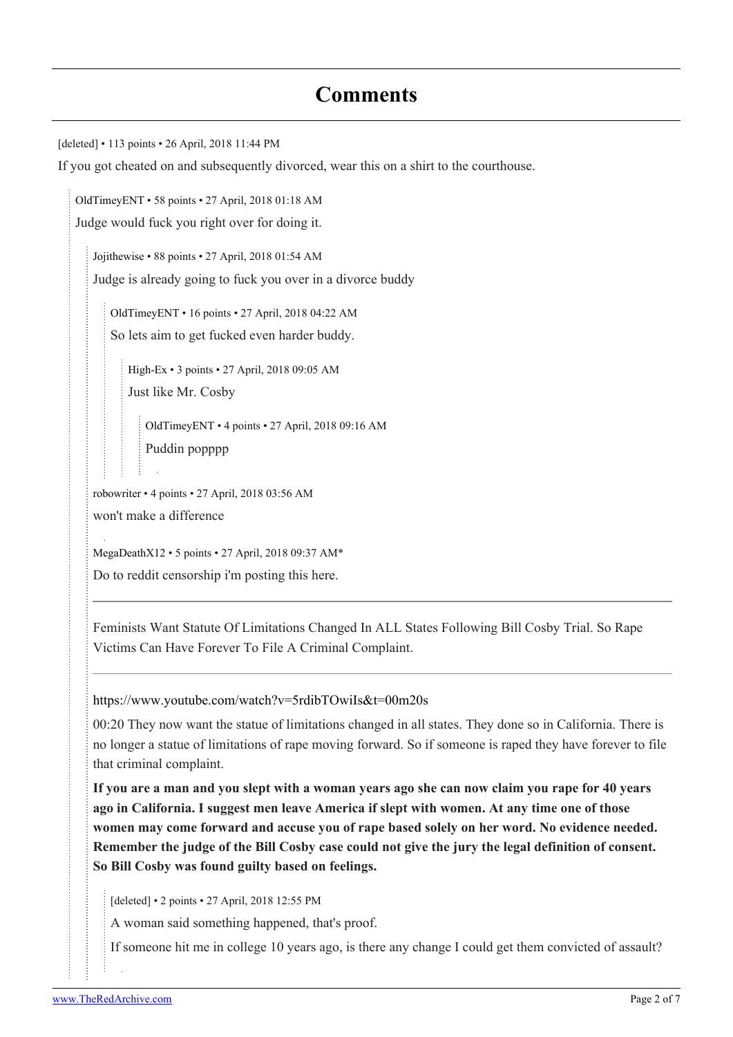## Comments

[deleted] • 113 points • 26 April, 2018 11:44 PM

If you got cheated on and subsequently divorced, wear this on a shirt to the courthouse.

> OldTimeyENT • 58 points • 27 April, 2018 01:18 AM
>
> Judge would fuck you right over for doing it.
>
> > Jojithewise • 88 points • 27 April, 2018 01:54 AM
> >
> > Judge is already going to fuck you over in a divorce buddy
> >
> > > OldTimeyENT • 16 points • 27 April, 2018 04:22 AM
> > >
> > > So lets aim to get fucked even harder buddy.
> > >
> > > > High-Ex • 3 points • 27 April, 2018 09:05 AM
> > > >
> > > > Just like Mr. Cosby
> > > >
> > > > > OldTimeyENT • 4 points • 27 April, 2018 09:16 AM
> > > > >
> > > > > Puddin poppppp
> >
> > robowriter • 4 points • 27 April, 2018 03:56 AM
> >
> > won't make a difference
> >
> > MegaDeathX12 • 5 points • 27 April, 2018 09:37 AM*
> >
> > Do to reddit censorship i'm posting this here.
> >
> > ---
> >
> > Feminists Want Statute Of Limitations Changed In ALL States Following Bill Cosby Trial. So Rape Victims Can Have Forever To File A Criminal Complaint.
> >
> > ---
> >
> > https://www.youtube.com/watch?v=5rdibTOwiIs&t=00m20s
> >
> > 00:20 They now want the statue of limitations changed in all states. They done so in California. There is no longer a statue of limitations of rape moving forward. So if someone is raped they have forever to file that criminal complaint.
> >
> > **If you are a man and you slept with a woman years ago she can now claim you rape for 40 years ago in California. I suggest men leave America if slept with women. At any time one of those women may come forward and accuse you of rape based solely on her word. No evidence needed. Remember the judge of the Bill Cosby case could not give the jury the legal definition of consent. So Bill Cosby was found guilty based on feelings.**
> >
> > > [deleted] • 2 points • 27 April, 2018 12:55 PM
> > >
> > > A woman said something happened, that's proof.
> > >
> > > If someone hit me in college 10 years ago, is there any change I could get them convicted of assault?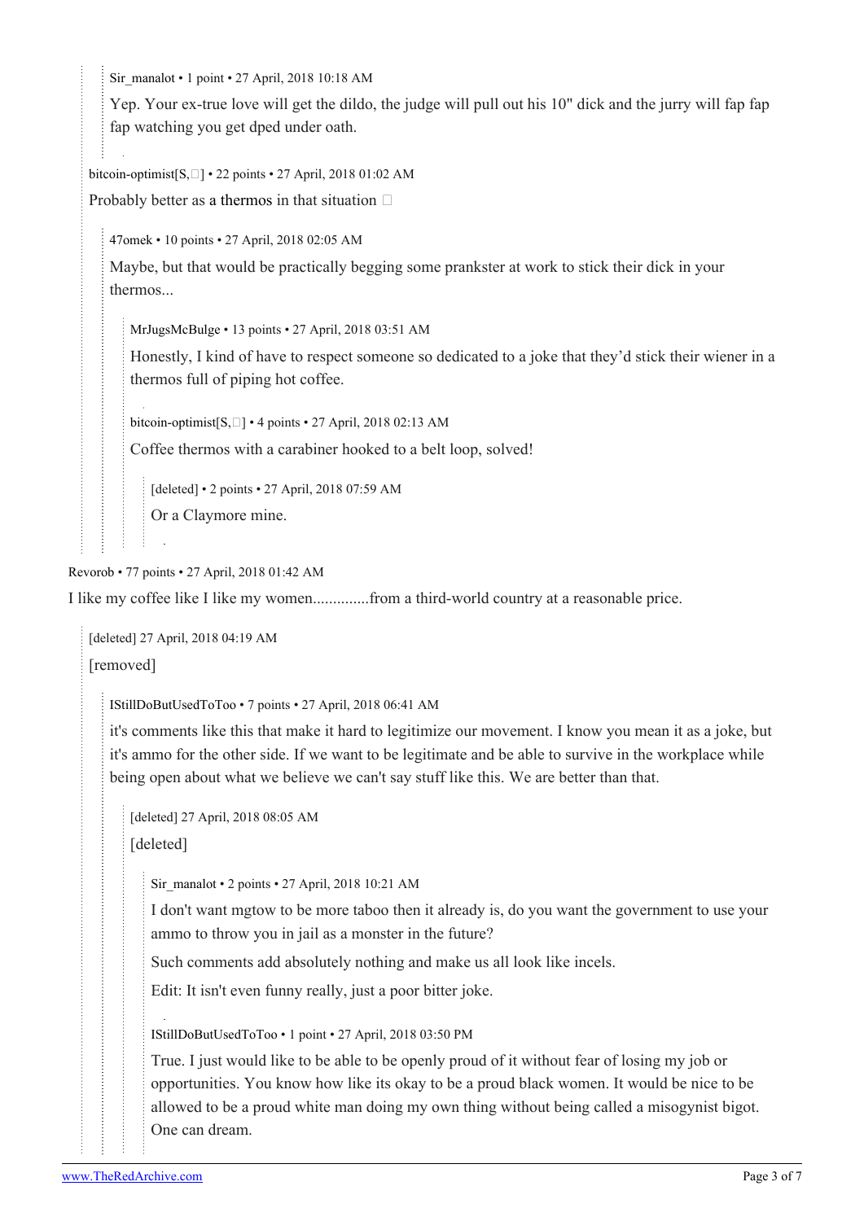Sir_manalot • 1 point • 27 April, 2018 10:18 AM

Yep. Your ex-true love will get the dildo, the judge will pull out his 10" dick and the jury will fap fap fap watching you get dped under oath.

bitcoin-optimist[S,□] • 22 points • 27 April, 2018 01:02 AM

Probably better as a thermos in that situation □

47omek • 10 points • 27 April, 2018 02:05 AM

Maybe, but that would be practically begging some prankster at work to stick their dick in your thermos...

MrJugsMcBulge • 13 points • 27 April, 2018 03:51 AM

Honestly, I kind of have to respect someone so dedicated to a joke that they'd stick their wiener in a thermos full of piping hot coffee.

bitcoin-optimist[S,□] • 4 points • 27 April, 2018 02:13 AM

Coffee thermos with a carabiner hooked to a belt loop, solved!

[deleted] • 2 points • 27 April, 2018 07:59 AM

Or a Claymore mine.

Revorob • 77 points • 27 April, 2018 01:42 AM

I like my coffee like I like my women..............from a third-world country at a reasonable price.

[deleted] 27 April, 2018 04:19 AM

[removed]

IStillDoButUsedToToo • 7 points • 27 April, 2018 06:41 AM

it's comments like this that make it hard to legitimize our movement. I know you mean it as a joke, but it's ammo for the other side. If we want to be legitimate and be able to survive in the workplace while being open about what we believe we can't say stuff like this. We are better than that.

[deleted] 27 April, 2018 08:05 AM

[deleted]

Sir_manalot • 2 points • 27 April, 2018 10:21 AM

I don't want mgtow to be more taboo then it already is, do you want the government to use your ammo to throw you in jail as a monster in the future?

Such comments add absolutely nothing and make us all look like incels.

Edit: It isn't even funny really, just a poor bitter joke.

IStillDoButUsedToToo • 1 point • 27 April, 2018 03:50 PM

True. I just would like to be able to be openly proud of it without fear of losing my job or opportunities. You know how like its okay to be a proud black women. It would be nice to be allowed to be a proud white man doing my own thing without being called a misogynist bigot. One can dream.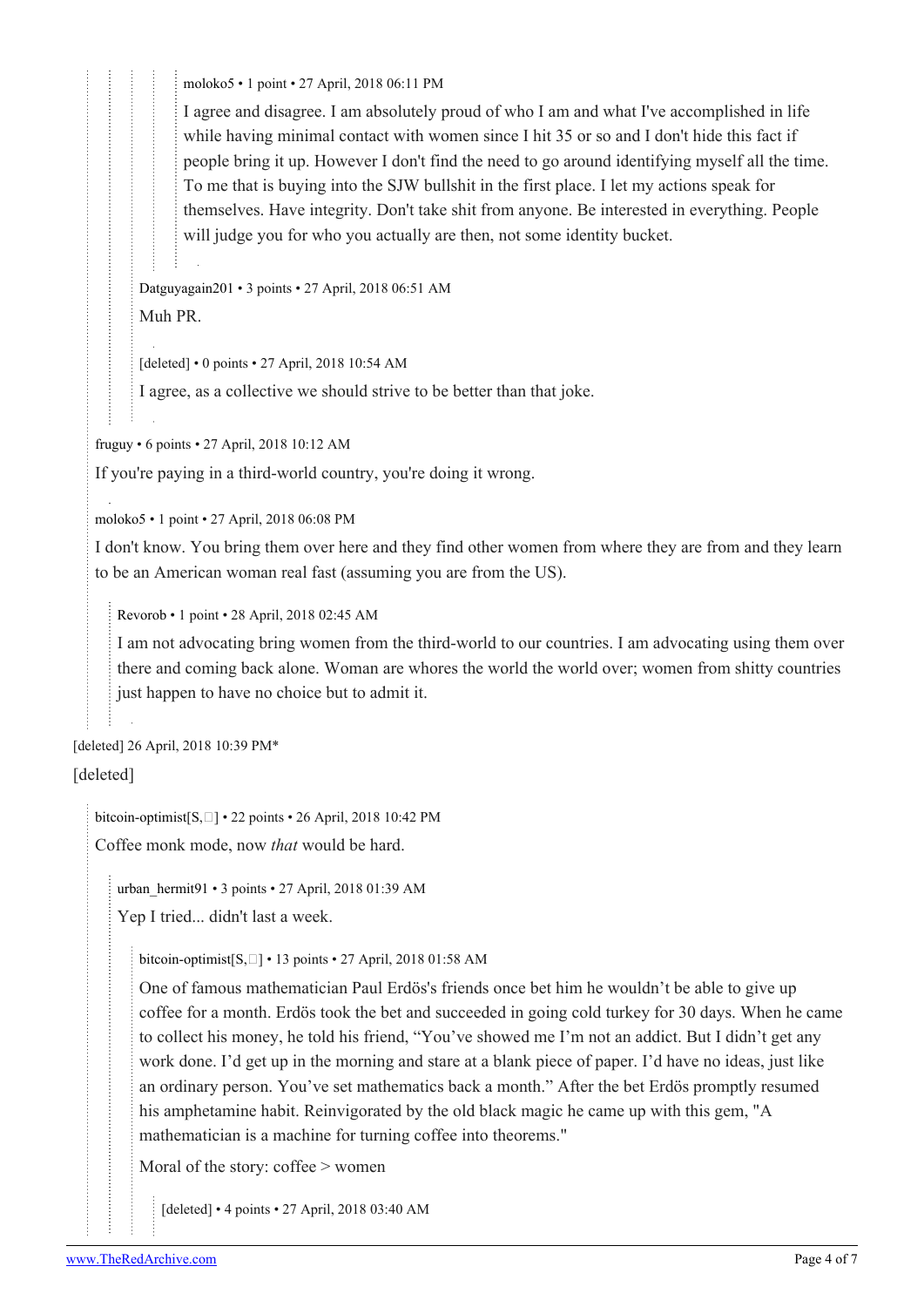moloko5 • 1 point • 27 April, 2018 06:11 PM

I agree and disagree. I am absolutely proud of who I am and what I've accomplished in life while having minimal contact with women since I hit 35 or so and I don't hide this fact if people bring it up. However I don't find the need to go around identifying myself all the time. To me that is buying into the SJW bullshit in the first place. I let my actions speak for themselves. Have integrity. Don't take shit from anyone. Be interested in everything. People will judge you for who you actually are then, not some identity bucket.

Datguyagain201 • 3 points • 27 April, 2018 06:51 AM

Muh PR.

[deleted] • 0 points • 27 April, 2018 10:54 AM

I agree, as a collective we should strive to be better than that joke.

fruguy • 6 points • 27 April, 2018 10:12 AM

If you're paying in a third-world country, you're doing it wrong.

moloko5 • 1 point • 27 April, 2018 06:08 PM

I don't know. You bring them over here and they find other women from where they are from and they learn to be an American woman real fast (assuming you are from the US).

Revorob • 1 point • 28 April, 2018 02:45 AM

I am not advocating bring women from the third-world to our countries. I am advocating using them over there and coming back alone. Woman are whores the world the world over; women from shitty countries just happen to have no choice but to admit it.

[deleted] 26 April, 2018 10:39 PM*

[deleted]

bitcoin-optimist[S,] • 22 points • 26 April, 2018 10:42 PM

Coffee monk mode, now *that* would be hard.

urban_hermit91 • 3 points • 27 April, 2018 01:39 AM

Yep I tried... didn't last a week.

bitcoin-optimist[S,] • 13 points • 27 April, 2018 01:58 AM

One of famous mathematician Paul Erdös's friends once bet him he wouldn't be able to give up coffee for a month. Erdös took the bet and succeeded in going cold turkey for 30 days. When he came to collect his money, he told his friend, "You've showed me I'm not an addict. But I didn't get any work done. I'd get up in the morning and stare at a blank piece of paper. I'd have no ideas, just like an ordinary person. You've set mathematics back a month." After the bet Erdös promptly resumed his amphetamine habit. Reinvigorated by the old black magic he came up with this gem, "A mathematician is a machine for turning coffee into theorems."

Moral of the story: coffee > women

[deleted] • 4 points • 27 April, 2018 03:40 AM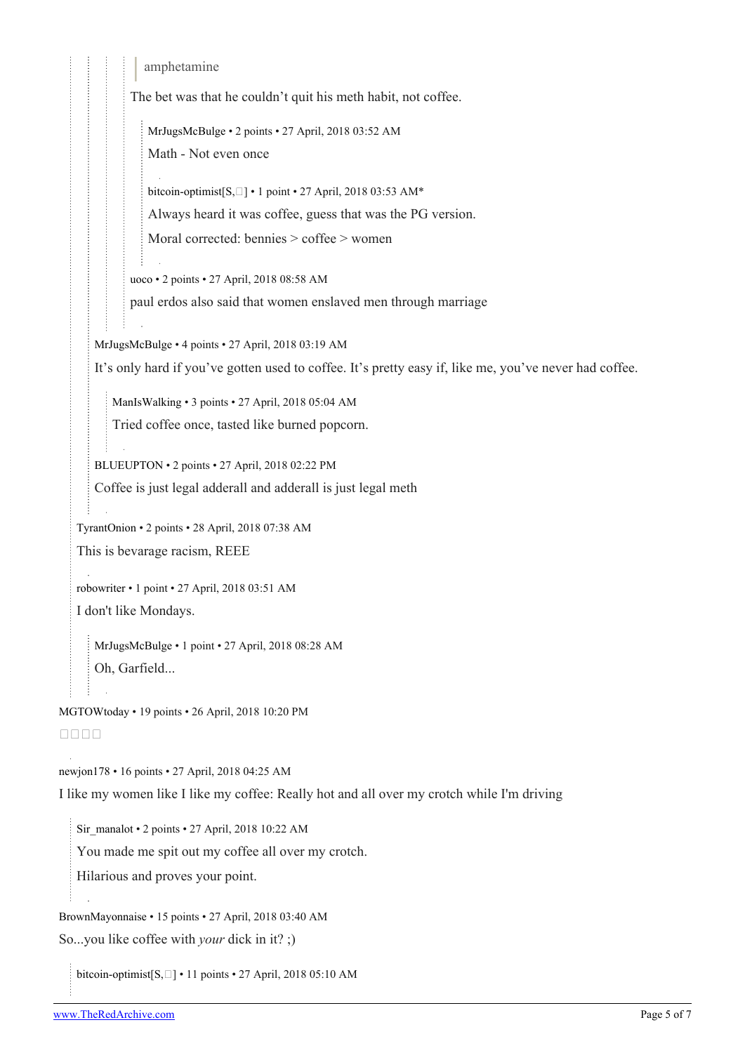> amphetamine

The bet was that he couldn't quit his meth habit, not coffee.

MrJugsMcBulge • 2 points • 27 April, 2018 03:52 AM

Math - Not even once

bitcoin-optimist[S,□] • 1 point • 27 April, 2018 03:53 AM*

Always heard it was coffee, guess that was the PG version.

Moral corrected: bennies > coffee > women

uoco • 2 points • 27 April, 2018 08:58 AM

paul erdos also said that women enslaved men through marriage

MrJugsMcBulge • 4 points • 27 April, 2018 03:19 AM

It's only hard if you've gotten used to coffee. It's pretty easy if, like me, you've never had coffee.

ManIsWalking • 3 points • 27 April, 2018 05:04 AM

Tried coffee once, tasted like burned popcorn.

BLUEUPTON • 2 points • 27 April, 2018 02:22 PM

Coffee is just legal adderall and adderall is just legal meth

TyrantOnion • 2 points • 28 April, 2018 07:38 AM

This is bevarage racism, REEE

robowriter • 1 point • 27 April, 2018 03:51 AM

I don't like Mondays.

MrJugsMcBulge • 1 point • 27 April, 2018 08:28 AM

Oh, Garfield...

MGTOWtoday • 19 points • 26 April, 2018 10:20 PM

□□□□

newjon178 • 16 points • 27 April, 2018 04:25 AM

I like my women like I like my coffee: Really hot and all over my crotch while I'm driving

Sir_manalot • 2 points • 27 April, 2018 10:22 AM

You made me spit out my coffee all over my crotch.

Hilarious and proves your point.

BrownMayonnaise • 15 points • 27 April, 2018 03:40 AM

So...you like coffee with *your* dick in it? ;)

bitcoin-optimist[S,□] • 11 points • 27 April, 2018 05:10 AM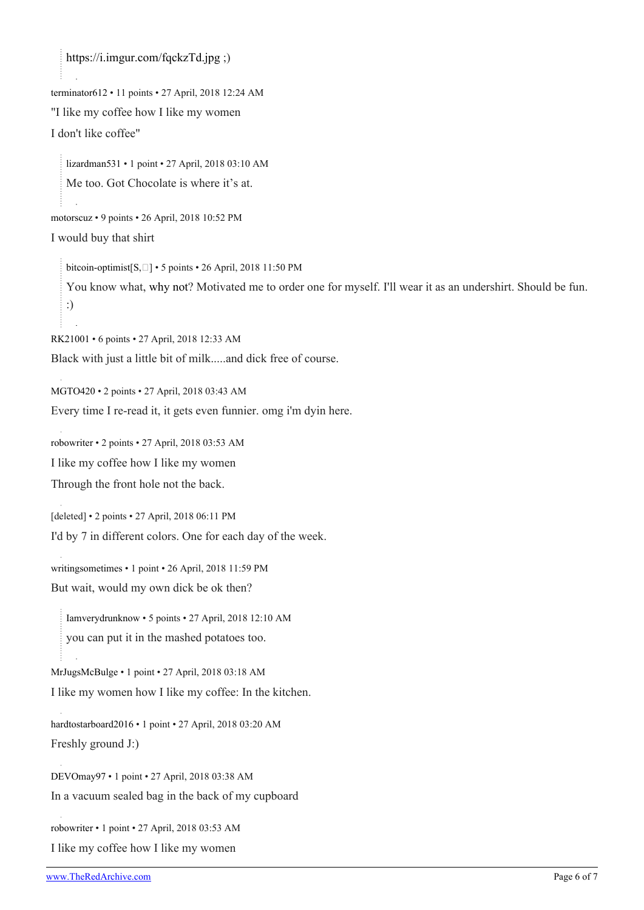> https://i.imgur.com/fqckzTd.jpg ;)

terminator612 • 11 points • 27 April, 2018 12:24 AM

"I like my coffee how I like my women

I don't like coffee"

> lizardman531 • 1 point • 27 April, 2018 03:10 AM
>
> Me too. Got Chocolate is where it's at.

motorscuz • 9 points • 26 April, 2018 10:52 PM

I would buy that shirt

> bitcoin-optimist[S,] • 5 points • 26 April, 2018 11:50 PM
>
> You know what, why not? Motivated me to order one for myself. I'll wear it as an undershirt. Should be fun. :)

RK21001 • 6 points • 27 April, 2018 12:33 AM

Black with just a little bit of milk.....and dick free of course.

MGTO420 • 2 points • 27 April, 2018 03:43 AM

Every time I re-read it, it gets even funnier. omg i'm dyin here.

robowriter • 2 points • 27 April, 2018 03:53 AM

I like my coffee how I like my women

Through the front hole not the back.

[deleted] • 2 points • 27 April, 2018 06:11 PM

I'd by 7 in different colors. One for each day of the week.

writingsometimes • 1 point • 26 April, 2018 11:59 PM

But wait, would my own dick be ok then?

> Iamverydrunknow • 5 points • 27 April, 2018 12:10 AM
>
> you can put it in the mashed potatoes too.

MrJugsMcBulge • 1 point • 27 April, 2018 03:18 AM

I like my women how I like my coffee: In the kitchen.

hardtostarboard2016 • 1 point • 27 April, 2018 03:20 AM

Freshly ground J:)

DEVOmay97 • 1 point • 27 April, 2018 03:38 AM

In a vacuum sealed bag in the back of my cupboard

robowriter • 1 point • 27 April, 2018 03:53 AM

I like my coffee how I like my women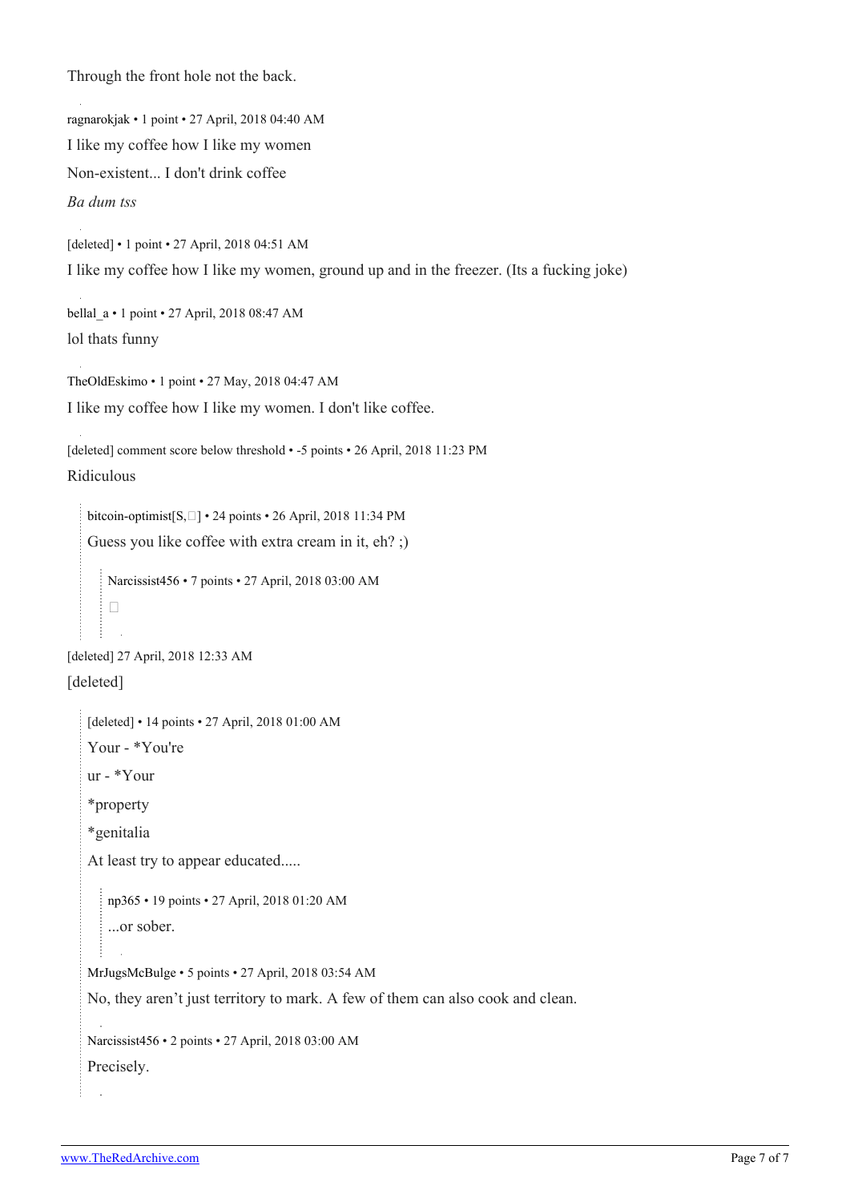Through the front hole not the back.

ragnarokjak • 1 point • 27 April, 2018 04:40 AM

I like my coffee how I like my women

Non-existent... I don't drink coffee

*Ba dum tss*

[deleted] • 1 point • 27 April, 2018 04:51 AM

I like my coffee how I like my women, ground up and in the freezer. (Its a fucking joke)

bellal_a • 1 point • 27 April, 2018 08:47 AM

lol thats funny

TheOldEskimo • 1 point • 27 May, 2018 04:47 AM

I like my coffee how I like my women. I don't like coffee.

[deleted] comment score below threshold • -5 points • 26 April, 2018 11:23 PM

Ridiculous

> bitcoin-optimist[S,] • 24 points • 26 April, 2018 11:34 PM
>
> Guess you like coffee with extra cream in it, eh? ;)
>
> > Narcissist456 • 7 points • 27 April, 2018 03:00 AM

[deleted] 27 April, 2018 12:33 AM

[deleted]

> [deleted] • 14 points • 27 April, 2018 01:00 AM
>
> Your - *You're
>
> ur - *Your
>
> *property
>
> *genitalia
>
> At least try to appear educated.....
>
> > np365 • 19 points • 27 April, 2018 01:20 AM
> >
> > ...or sober.
>
> MrJugsMcBulge • 5 points • 27 April, 2018 03:54 AM
>
> No, they aren't just territory to mark. A few of them can also cook and clean.
>
> Narcissist456 • 2 points • 27 April, 2018 03:00 AM
>
> Precisely.